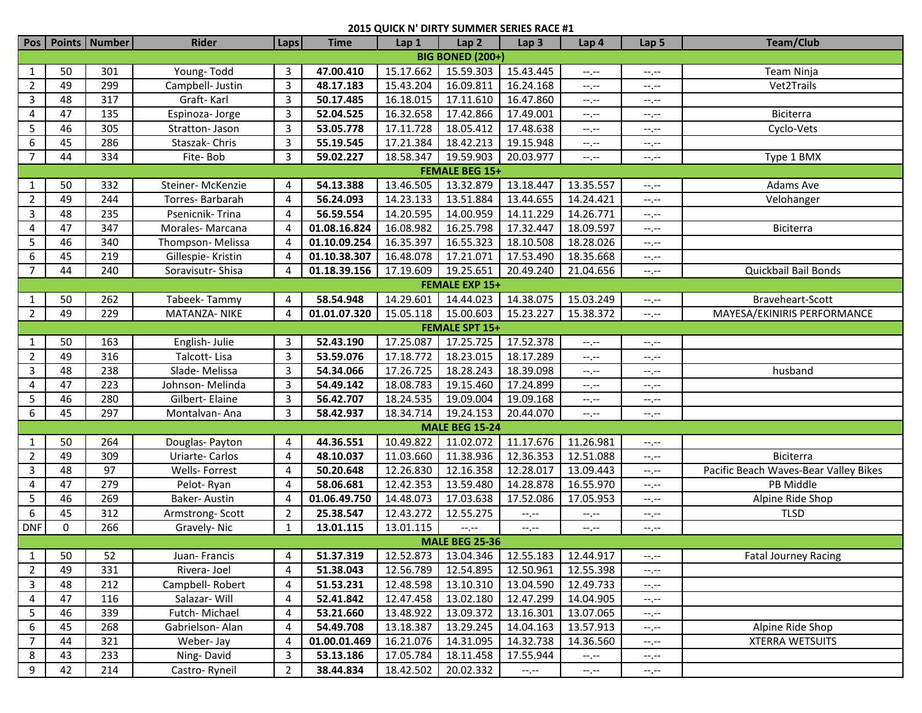# 2015 QUICK N' DIRTY SUMMER SERIES RACE #1

| Pos | Points | Number | Rider | Laps | Time | Lap 1 | Lap 2 | Lap 3 | Lap 4 | Lap 5 | Team/Club |
|---|---|---|---|---|---|---|---|---|---|---|---|
| **BIG BONED (200+)** | | | | | | | | | | | |
| 1 | 50 | 301 | Young- Todd | 3 | **47.00.410** | 15.17.662 | 15.59.303 | 15.43.445 | --.-- | --.-- | Team Ninja |
| 2 | 49 | 299 | Campbell- Justin | 3 | **48.17.183** | 15.43.204 | 16.09.811 | 16.24.168 | --.-- | --.-- | Vet2Trails |
| 3 | 48 | 317 | Graft- Karl | 3 | **50.17.485** | 16.18.015 | 17.11.610 | 16.47.860 | --.-- | --.-- | |
| 4 | 47 | 135 | Espinoza- Jorge | 3 | **52.04.525** | 16.32.658 | 17.42.866 | 17.49.001 | --.-- | --.-- | Biciterra |
| 5 | 46 | 305 | Stratton- Jason | 3 | **53.05.778** | 17.11.728 | 18.05.412 | 17.48.638 | --.-- | --.-- | Cyclo-Vets |
| 6 | 45 | 286 | Staszak- Chris | 3 | **55.19.545** | 17.21.384 | 18.42.213 | 19.15.948 | --.-- | --.-- | |
| 7 | 44 | 334 | Fite- Bob | 3 | **59.02.227** | 18.58.347 | 19.59.903 | 20.03.977 | --.-- | --.-- | Type 1 BMX |
| **FEMALE BEG 15+** | | | | | | | | | | | |
| 1 | 50 | 332 | Steiner- McKenzie | 4 | **54.13.388** | 13.46.505 | 13.32.879 | 13.18.447 | 13.35.557 | --.-- | Adams Ave |
| 2 | 49 | 244 | Torres- Barbarah | 4 | **56.24.093** | 14.23.133 | 13.51.884 | 13.44.655 | 14.24.421 | --.-- | Velohanger |
| 3 | 48 | 235 | Psenicnik- Trina | 4 | **56.59.554** | 14.20.595 | 14.00.959 | 14.11.229 | 14.26.771 | --.-- | |
| 4 | 47 | 347 | Morales- Marcana | 4 | **01.08.16.824** | 16.08.982 | 16.25.798 | 17.32.447 | 18.09.597 | --.-- | Biciterra |
| 5 | 46 | 340 | Thompson- Melissa | 4 | **01.10.09.254** | 16.35.397 | 16.55.323 | 18.10.508 | 18.28.026 | --.-- | |
| 6 | 45 | 219 | Gillespie- Kristin | 4 | **01.10.38.307** | 16.48.078 | 17.21.071 | 17.53.490 | 18.35.668 | --.-- | |
| 7 | 44 | 240 | Soravisutr- Shisa | 4 | **01.18.39.156** | 17.19.609 | 19.25.651 | 20.49.240 | 21.04.656 | --.-- | Quickbail Bail Bonds |
| **FEMALE EXP 15+** | | | | | | | | | | | |
| 1 | 50 | 262 | Tabeek- Tammy | 4 | **58.54.948** | 14.29.601 | 14.44.023 | 14.38.075 | 15.03.249 | --.-- | Braveheart-Scott |
| 2 | 49 | 229 | MATANZA- NIKE | 4 | **01.01.07.320** | 15.05.118 | 15.00.603 | 15.23.227 | 15.38.372 | --.-- | MAYESA/EKINIRIS PERFORMANCE |
| **FEMALE SPT 15+** | | | | | | | | | | | |
| 1 | 50 | 163 | English- Julie | 3 | **52.43.190** | 17.25.087 | 17.25.725 | 17.52.378 | --.-- | --.-- | |
| 2 | 49 | 316 | Talcott- Lisa | 3 | **53.59.076** | 17.18.772 | 18.23.015 | 18.17.289 | --.-- | --.-- | |
| 3 | 48 | 238 | Slade- Melissa | 3 | **54.34.066** | 17.26.725 | 18.28.243 | 18.39.098 | --.-- | --.-- | husband |
| 4 | 47 | 223 | Johnson- Melinda | 3 | **54.49.142** | 18.08.783 | 19.15.460 | 17.24.899 | --.-- | --.-- | |
| 5 | 46 | 280 | Gilbert- Elaine | 3 | **56.42.707** | 18.24.535 | 19.09.004 | 19.09.168 | --.-- | --.-- | |
| 6 | 45 | 297 | Montalvan- Ana | 3 | **58.42.937** | 18.34.714 | 19.24.153 | 20.44.070 | --.-- | --.-- | |
| **MALE BEG 15-24** | | | | | | | | | | | |
| 1 | 50 | 264 | Douglas- Payton | 4 | **44.36.551** | 10.49.822 | 11.02.072 | 11.17.676 | 11.26.981 | --.-- | |
| 2 | 49 | 309 | Uriarte- Carlos | 4 | **48.10.037** | 11.03.660 | 11.38.936 | 12.36.353 | 12.51.088 | --.-- | Biciterra |
| 3 | 48 | 97 | Wells- Forrest | 4 | **50.20.648** | 12.26.830 | 12.16.358 | 12.28.017 | 13.09.443 | --.-- | Pacific Beach Waves-Bear Valley Bikes |
| 4 | 47 | 279 | Pelot- Ryan | 4 | **58.06.681** | 12.42.353 | 13.59.480 | 14.28.878 | 16.55.970 | --.-- | PB Middle |
| 5 | 46 | 269 | Baker- Austin | 4 | **01.06.49.750** | 14.48.073 | 17.03.638 | 17.52.086 | 17.05.953 | --.-- | Alpine Ride Shop |
| 6 | 45 | 312 | Armstrong- Scott | 2 | **25.38.547** | 12.43.272 | 12.55.275 | --.-- | --.-- | --.-- | TLSD |
| DNF | 0 | 266 | Gravely- Nic | 1 | **13.01.115** | 13.01.115 | --.-- | --.-- | --.-- | --.-- | |
| **MALE BEG 25-36** | | | | | | | | | | | |
| 1 | 50 | 52 | Juan- Francis | 4 | **51.37.319** | 12.52.873 | 13.04.346 | 12.55.183 | 12.44.917 | --.-- | Fatal Journey Racing |
| 2 | 49 | 331 | Rivera- Joel | 4 | **51.38.043** | 12.56.789 | 12.54.895 | 12.50.961 | 12.55.398 | --.-- | |
| 3 | 48 | 212 | Campbell- Robert | 4 | **51.53.231** | 12.48.598 | 13.10.310 | 13.04.590 | 12.49.733 | --.-- | |
| 4 | 47 | 116 | Salazar- Will | 4 | **52.41.842** | 12.47.458 | 13.02.180 | 12.47.299 | 14.04.905 | --.-- | |
| 5 | 46 | 339 | Futch- Michael | 4 | **53.21.660** | 13.48.922 | 13.09.372 | 13.16.301 | 13.07.065 | --.-- | |
| 6 | 45 | 268 | Gabrielson- Alan | 4 | **54.49.708** | 13.18.387 | 13.29.245 | 14.04.163 | 13.57.913 | --.-- | Alpine Ride Shop |
| 7 | 44 | 321 | Weber- Jay | 4 | **01.00.01.469** | 16.21.076 | 14.31.095 | 14.32.738 | 14.36.560 | --.-- | XTERRA WETSUITS |
| 8 | 43 | 233 | Ning- David | 3 | **53.13.186** | 17.05.784 | 18.11.458 | 17.55.944 | --.-- | --.-- | |
| 9 | 42 | 214 | Castro- Ryneil | 2 | **38.44.834** | 18.42.502 | 20.02.332 | --.-- | --.-- | --.-- | |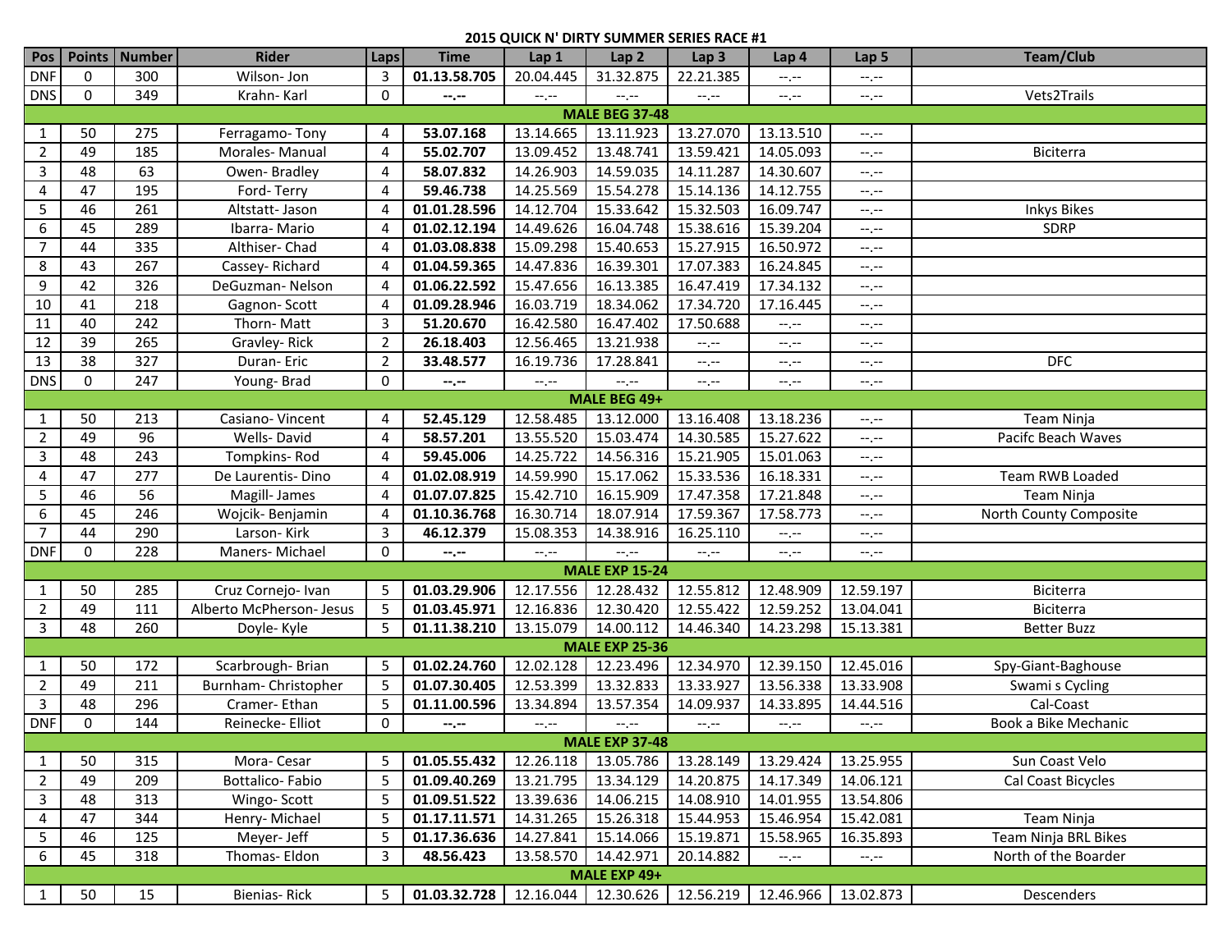## 2015 QUICK N' DIRTY SUMMER SERIES RACE #1

| Pos | Points | Number | Rider | Laps | Time | Lap 1 | Lap 2 | Lap 3 | Lap 4 | Lap 5 | Team/Club |
|---|---|---|---|---|---|---|---|---|---|---|---|
| DNF | 0 | 300 | Wilson- Jon | 3 | **01.13.58.705** | 20.04.445 | 31.32.875 | 22.21.385 | --.-- | --.-- | |
| DNS | 0 | 349 | Krahn- Karl | 0 | **--.--** | --.-- | --.-- | --.-- | --.-- | --.-- | Vets2Trails |
| **MALE BEG 37-48** | | | | | | | | | | | |
| 1 | 50 | 275 | Ferragamo- Tony | 4 | **53.07.168** | 13.14.665 | 13.11.923 | 13.27.070 | 13.13.510 | --.-- | |
| 2 | 49 | 185 | Morales- Manual | 4 | **55.02.707** | 13.09.452 | 13.48.741 | 13.59.421 | 14.05.093 | --.-- | Biciterra |
| 3 | 48 | 63 | Owen- Bradley | 4 | **58.07.832** | 14.26.903 | 14.59.035 | 14.11.287 | 14.30.607 | --.-- | |
| 4 | 47 | 195 | Ford- Terry | 4 | **59.46.738** | 14.25.569 | 15.54.278 | 15.14.136 | 14.12.755 | --.-- | |
| 5 | 46 | 261 | Altstatt- Jason | 4 | **01.01.28.596** | 14.12.704 | 15.33.642 | 15.32.503 | 16.09.747 | --.-- | Inkys Bikes |
| 6 | 45 | 289 | Ibarra- Mario | 4 | **01.02.12.194** | 14.49.626 | 16.04.748 | 15.38.616 | 15.39.204 | --.-- | SDRP |
| 7 | 44 | 335 | Althiser- Chad | 4 | **01.03.08.838** | 15.09.298 | 15.40.653 | 15.27.915 | 16.50.972 | --.-- | |
| 8 | 43 | 267 | Cassey- Richard | 4 | **01.04.59.365** | 14.47.836 | 16.39.301 | 17.07.383 | 16.24.845 | --.-- | |
| 9 | 42 | 326 | DeGuzman- Nelson | 4 | **01.06.22.592** | 15.47.656 | 16.13.385 | 16.47.419 | 17.34.132 | --.-- | |
| 10 | 41 | 218 | Gagnon- Scott | 4 | **01.09.28.946** | 16.03.719 | 18.34.062 | 17.34.720 | 17.16.445 | --.-- | |
| 11 | 40 | 242 | Thorn- Matt | 3 | **51.20.670** | 16.42.580 | 16.47.402 | 17.50.688 | --.-- | --.-- | |
| 12 | 39 | 265 | Gravley- Rick | 2 | **26.18.403** | 12.56.465 | 13.21.938 | --.-- | --.-- | --.-- | |
| 13 | 38 | 327 | Duran- Eric | 2 | **33.48.577** | 16.19.736 | 17.28.841 | --.-- | --.-- | --.-- | DFC |
| DNS | 0 | 247 | Young- Brad | 0 | **--.--** | --.-- | --.-- | --.-- | --.-- | --.-- | |
| **MALE BEG 49+** | | | | | | | | | | | |
| 1 | 50 | 213 | Casiano- Vincent | 4 | **52.45.129** | 12.58.485 | 13.12.000 | 13.16.408 | 13.18.236 | --.-- | Team Ninja |
| 2 | 49 | 96 | Wells- David | 4 | **58.57.201** | 13.55.520 | 15.03.474 | 14.30.585 | 15.27.622 | --.-- | Pacifc Beach Waves |
| 3 | 48 | 243 | Tompkins- Rod | 4 | **59.45.006** | 14.25.722 | 14.56.316 | 15.21.905 | 15.01.063 | --.-- | |
| 4 | 47 | 277 | De Laurentis- Dino | 4 | **01.02.08.919** | 14.59.990 | 15.17.062 | 15.33.536 | 16.18.331 | --.-- | Team RWB Loaded |
| 5 | 46 | 56 | Magill- James | 4 | **01.07.07.825** | 15.42.710 | 16.15.909 | 17.47.358 | 17.21.848 | --.-- | Team Ninja |
| 6 | 45 | 246 | Wojcik- Benjamin | 4 | **01.10.36.768** | 16.30.714 | 18.07.914 | 17.59.367 | 17.58.773 | --.-- | North County Composite |
| 7 | 44 | 290 | Larson- Kirk | 3 | **46.12.379** | 15.08.353 | 14.38.916 | 16.25.110 | --.-- | --.-- | |
| DNF | 0 | 228 | Maners- Michael | 0 | **--.--** | --.-- | --.-- | --.-- | --.-- | --.-- | |
| **MALE EXP 15-24** | | | | | | | | | | | |
| 1 | 50 | 285 | Cruz Cornejo- Ivan | 5 | **01.03.29.906** | 12.17.556 | 12.28.432 | 12.55.812 | 12.48.909 | 12.59.197 | Biciterra |
| 2 | 49 | 111 | Alberto McPherson- Jesus | 5 | **01.03.45.971** | 12.16.836 | 12.30.420 | 12.55.422 | 12.59.252 | 13.04.041 | Biciterra |
| 3 | 48 | 260 | Doyle- Kyle | 5 | **01.11.38.210** | 13.15.079 | 14.00.112 | 14.46.340 | 14.23.298 | 15.13.381 | Better Buzz |
| **MALE EXP 25-36** | | | | | | | | | | | |
| 1 | 50 | 172 | Scarbrough- Brian | 5 | **01.02.24.760** | 12.02.128 | 12.23.496 | 12.34.970 | 12.39.150 | 12.45.016 | Spy-Giant-Baghouse |
| 2 | 49 | 211 | Burnham- Christopher | 5 | **01.07.30.405** | 12.53.399 | 13.32.833 | 13.33.927 | 13.56.338 | 13.33.908 | Swami s Cycling |
| 3 | 48 | 296 | Cramer- Ethan | 5 | **01.11.00.596** | 13.34.894 | 13.57.354 | 14.09.937 | 14.33.895 | 14.44.516 | Cal-Coast |
| DNF | 0 | 144 | Reinecke- Elliot | 0 | **--.--** | --.-- | --.-- | --.-- | --.-- | --.-- | Book a Bike Mechanic |
| **MALE EXP 37-48** | | | | | | | | | | | |
| 1 | 50 | 315 | Mora- Cesar | 5 | **01.05.55.432** | 12.26.118 | 13.05.786 | 13.28.149 | 13.29.424 | 13.25.955 | Sun Coast Velo |
| 2 | 49 | 209 | Bottalico- Fabio | 5 | **01.09.40.269** | 13.21.795 | 13.34.129 | 14.20.875 | 14.17.349 | 14.06.121 | Cal Coast Bicycles |
| 3 | 48 | 313 | Wingo- Scott | 5 | **01.09.51.522** | 13.39.636 | 14.06.215 | 14.08.910 | 14.01.955 | 13.54.806 | |
| 4 | 47 | 344 | Henry- Michael | 5 | **01.17.11.571** | 14.31.265 | 15.26.318 | 15.44.953 | 15.46.954 | 15.42.081 | Team Ninja |
| 5 | 46 | 125 | Meyer- Jeff | 5 | **01.17.36.636** | 14.27.841 | 15.14.066 | 15.19.871 | 15.58.965 | 16.35.893 | Team Ninja BRL Bikes |
| 6 | 45 | 318 | Thomas- Eldon | 3 | **48.56.423** | 13.58.570 | 14.42.971 | 20.14.882 | --.-- | --.-- | North of the Boarder |
| **MALE EXP 49+** | | | | | | | | | | | |
| 1 | 50 | 15 | Bienias- Rick | 5 | **01.03.32.728** | 12.16.044 | 12.30.626 | 12.56.219 | 12.46.966 | 13.02.873 | Descenders |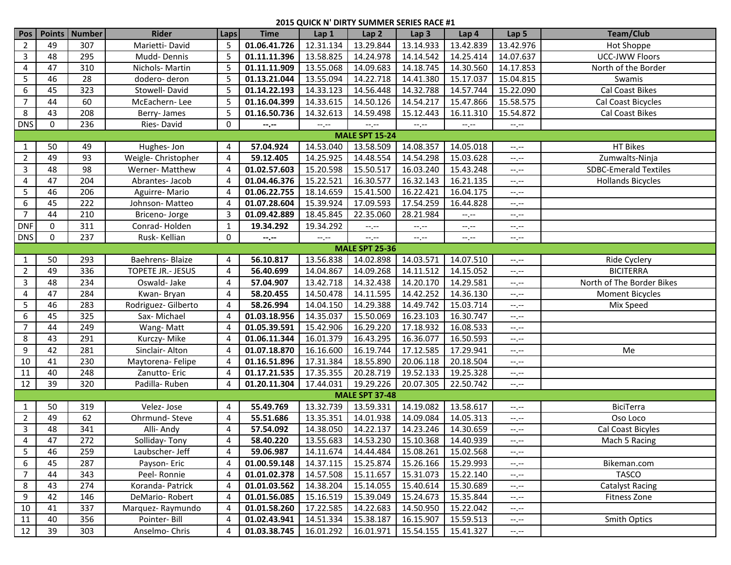## 2015 QUICK N' DIRTY SUMMER SERIES RACE #1

| Pos | Points | Number | Rider | Laps | Time | Lap 1 | Lap 2 | Lap 3 | Lap 4 | Lap 5 | Team/Club |
|---|---|---|---|---|---|---|---|---|---|---|---|
| 2 | 49 | 307 | Marietti- David | 5 | **01.06.41.726** | 12.31.134 | 13.29.844 | 13.14.933 | 13.42.839 | 13.42.976 | Hot Shoppe |
| 3 | 48 | 295 | Mudd- Dennis | 5 | **01.11.11.396** | 13.58.825 | 14.24.978 | 14.14.542 | 14.25.414 | 14.07.637 | UCC-JWW Floors |
| 4 | 47 | 310 | Nichols- Martin | 5 | **01.11.11.909** | 13.55.068 | 14.09.683 | 14.18.745 | 14.30.560 | 14.17.853 | North of the Border |
| 5 | 46 | 28 | dodero- deron | 5 | **01.13.21.044** | 13.55.094 | 14.22.718 | 14.41.380 | 15.17.037 | 15.04.815 | Swamis |
| 6 | 45 | 323 | Stowell- David | 5 | **01.14.22.193** | 14.33.123 | 14.56.448 | 14.32.788 | 14.57.744 | 15.22.090 | Cal Coast Bikes |
| 7 | 44 | 60 | McEachern- Lee | 5 | **01.16.04.399** | 14.33.615 | 14.50.126 | 14.54.217 | 15.47.866 | 15.58.575 | Cal Coast Bicycles |
| 8 | 43 | 208 | Berry- James | 5 | **01.16.50.736** | 14.32.613 | 14.59.498 | 15.12.443 | 16.11.310 | 15.54.872 | Cal Coast Bikes |
| DNS | 0 | 236 | Ries- David | 0 | **--.--** | --.-- | --.-- | --.-- | --.-- | --.-- | |
| **MALE SPT 15-24** | | | | | | | | | | | |
| 1 | 50 | 49 | Hughes- Jon | 4 | **57.04.924** | 14.53.040 | 13.58.509 | 14.08.357 | 14.05.018 | --.-- | HT Bikes |
| 2 | 49 | 93 | Weigle- Christopher | 4 | **59.12.405** | 14.25.925 | 14.48.554 | 14.54.298 | 15.03.628 | --.-- | Zumwalts-Ninja |
| 3 | 48 | 98 | Werner- Matthew | 4 | **01.02.57.603** | 15.20.598 | 15.50.517 | 16.03.240 | 15.43.248 | --.-- | SDBC-Emerald Textiles |
| 4 | 47 | 204 | Abrantes- Jacob | 4 | **01.04.46.376** | 15.22.521 | 16.30.577 | 16.32.143 | 16.21.135 | --.-- | Hollands Bicycles |
| 5 | 46 | 206 | Aguirre- Mario | 4 | **01.06.22.755** | 18.14.659 | 15.41.500 | 16.22.421 | 16.04.175 | --.-- | |
| 6 | 45 | 222 | Johnson- Matteo | 4 | **01.07.28.604** | 15.39.924 | 17.09.593 | 17.54.259 | 16.44.828 | --.-- | |
| 7 | 44 | 210 | Briceno- Jorge | 3 | **01.09.42.889** | 18.45.845 | 22.35.060 | 28.21.984 | --.-- | --.-- | |
| DNF | 0 | 311 | Conrad- Holden | 1 | **19.34.292** | 19.34.292 | --.-- | --.-- | --.-- | --.-- | |
| DNS | 0 | 237 | Rusk- Kellian | 0 | **--.--** | --.-- | --.-- | --.-- | --.-- | --.-- | |
| **MALE SPT 25-36** | | | | | | | | | | | |
| 1 | 50 | 293 | Baehrens- Blaize | 4 | **56.10.817** | 13.56.838 | 14.02.898 | 14.03.571 | 14.07.510 | --.-- | Ride Cyclery |
| 2 | 49 | 336 | TOPETE JR.- JESUS | 4 | **56.40.699** | 14.04.867 | 14.09.268 | 14.11.512 | 14.15.052 | --.-- | BICITERRA |
| 3 | 48 | 234 | Oswald- Jake | 4 | **57.04.907** | 13.42.718 | 14.32.438 | 14.20.170 | 14.29.581 | --.-- | North of The Border Bikes |
| 4 | 47 | 284 | Kwan- Bryan | 4 | **58.20.455** | 14.50.478 | 14.11.595 | 14.42.252 | 14.36.130 | --.-- | Moment Bicycles |
| 5 | 46 | 283 | Rodriguez- Gilberto | 4 | **58.26.994** | 14.04.150 | 14.29.388 | 14.49.742 | 15.03.714 | --.-- | Mix Speed |
| 6 | 45 | 325 | Sax- Michael | 4 | **01.03.18.956** | 14.35.037 | 15.50.069 | 16.23.103 | 16.30.747 | --.-- | |
| 7 | 44 | 249 | Wang- Matt | 4 | **01.05.39.591** | 15.42.906 | 16.29.220 | 17.18.932 | 16.08.533 | --.-- | |
| 8 | 43 | 291 | Kurczy- Mike | 4 | **01.06.11.344** | 16.01.379 | 16.43.295 | 16.36.077 | 16.50.593 | --.-- | |
| 9 | 42 | 281 | Sinclair- Alton | 4 | **01.07.18.870** | 16.16.600 | 16.19.744 | 17.12.585 | 17.29.941 | --.-- | Me |
| 10 | 41 | 230 | Maytorena- Felipe | 4 | **01.16.51.896** | 17.31.384 | 18.55.890 | 20.06.118 | 20.18.504 | --.-- | |
| 11 | 40 | 248 | Zanutto- Eric | 4 | **01.17.21.535** | 17.35.355 | 20.28.719 | 19.52.133 | 19.25.328 | --.-- | |
| 12 | 39 | 320 | Padilla- Ruben | 4 | **01.20.11.304** | 17.44.031 | 19.29.226 | 20.07.305 | 22.50.742 | --.-- | |
| **MALE SPT 37-48** | | | | | | | | | | | |
| 1 | 50 | 319 | Velez- Jose | 4 | **55.49.769** | 13.32.739 | 13.59.331 | 14.19.082 | 13.58.617 | --.-- | BiciTerra |
| 2 | 49 | 62 | Ohrmund- Steve | 4 | **55.51.686** | 13.35.351 | 14.01.938 | 14.09.084 | 14.05.313 | --.-- | Oso Loco |
| 3 | 48 | 341 | Alli- Andy | 4 | **57.54.092** | 14.38.050 | 14.22.137 | 14.23.246 | 14.30.659 | --.-- | Cal Coast Bicyles |
| 4 | 47 | 272 | Solliday- Tony | 4 | **58.40.220** | 13.55.683 | 14.53.230 | 15.10.368 | 14.40.939 | --.-- | Mach 5 Racing |
| 5 | 46 | 259 | Laubscher- Jeff | 4 | **59.06.987** | 14.11.674 | 14.44.484 | 15.08.261 | 15.02.568 | --.-- | |
| 6 | 45 | 287 | Payson- Eric | 4 | **01.00.59.148** | 14.37.115 | 15.25.874 | 15.26.166 | 15.29.993 | --.-- | Bikeman.com |
| 7 | 44 | 343 | Peel- Ronnie | 4 | **01.01.02.378** | 14.57.508 | 15.11.657 | 15.31.073 | 15.22.140 | --.-- | TASCO |
| 8 | 43 | 274 | Koranda- Patrick | 4 | **01.01.03.562** | 14.38.204 | 15.14.055 | 15.40.614 | 15.30.689 | --.-- | Catalyst Racing |
| 9 | 42 | 146 | DeMario- Robert | 4 | **01.01.56.085** | 15.16.519 | 15.39.049 | 15.24.673 | 15.35.844 | --.-- | Fitness Zone |
| 10 | 41 | 337 | Marquez- Raymundo | 4 | **01.01.58.260** | 17.22.585 | 14.22.683 | 14.50.950 | 15.22.042 | --.-- | |
| 11 | 40 | 356 | Pointer- Bill | 4 | **01.02.43.941** | 14.51.334 | 15.38.187 | 16.15.907 | 15.59.513 | --.-- | Smith Optics |
| 12 | 39 | 303 | Anselmo- Chris | 4 | **01.03.38.745** | 16.01.292 | 16.01.971 | 15.54.155 | 15.41.327 | --.-- | |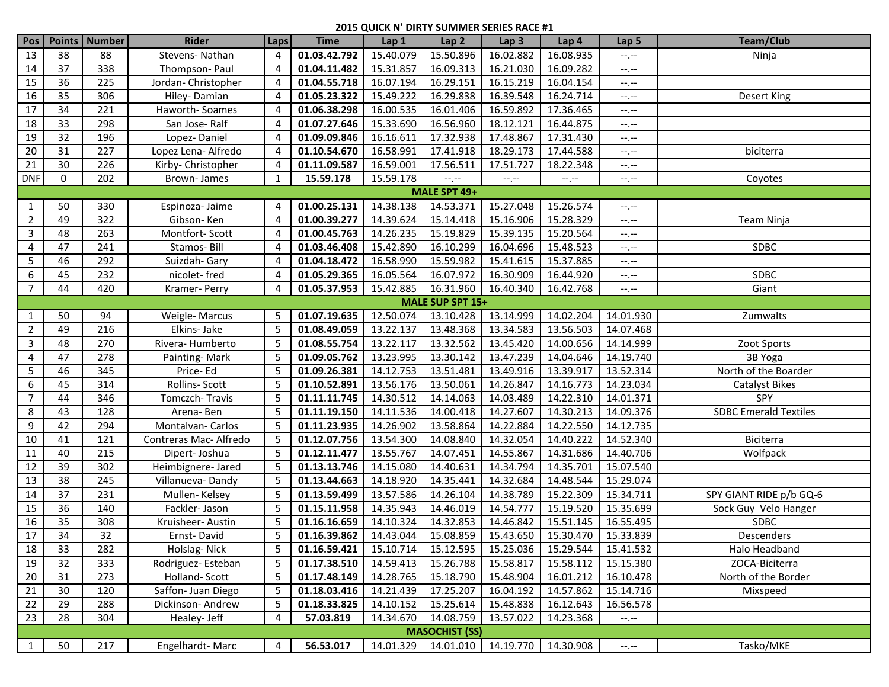## 2015 QUICK N' DIRTY SUMMER SERIES RACE #1

| Pos | Points | Number | Rider | Laps | Time | Lap 1 | Lap 2 | Lap 3 | Lap 4 | Lap 5 | Team/Club |
|---|---|---|---|---|---|---|---|---|---|---|---|
| 13 | 38 | 88 | Stevens- Nathan | 4 | **01.03.42.792** | 15.40.079 | 15.50.896 | 16.02.882 | 16.08.935 | --.-- | Ninja |
| 14 | 37 | 338 | Thompson- Paul | 4 | **01.04.11.482** | 15.31.857 | 16.09.313 | 16.21.030 | 16.09.282 | --.-- | |
| 15 | 36 | 225 | Jordan- Christopher | 4 | **01.04.55.718** | 16.07.194 | 16.29.151 | 16.15.219 | 16.04.154 | --.-- | |
| 16 | 35 | 306 | Hiley- Damian | 4 | **01.05.23.322** | 15.49.222 | 16.29.838 | 16.39.548 | 16.24.714 | --.-- | Desert King |
| 17 | 34 | 221 | Haworth- Soames | 4 | **01.06.38.298** | 16.00.535 | 16.01.406 | 16.59.892 | 17.36.465 | --.-- | |
| 18 | 33 | 298 | San Jose- Ralf | 4 | **01.07.27.646** | 15.33.690 | 16.56.960 | 18.12.121 | 16.44.875 | --.-- | |
| 19 | 32 | 196 | Lopez- Daniel | 4 | **01.09.09.846** | 16.16.611 | 17.32.938 | 17.48.867 | 17.31.430 | --.-- | |
| 20 | 31 | 227 | Lopez Lena- Alfredo | 4 | **01.10.54.670** | 16.58.991 | 17.41.918 | 18.29.173 | 17.44.588 | --.-- | biciterra |
| 21 | 30 | 226 | Kirby- Christopher | 4 | **01.11.09.587** | 16.59.001 | 17.56.511 | 17.51.727 | 18.22.348 | --.-- | |
| DNF | 0 | 202 | Brown- James | 1 | **15.59.178** | 15.59.178 | --.-- | --.-- | --.-- | --.-- | Coyotes |
| | | | | | **MALE SPT 49+** | | | | | | |
| 1 | 50 | 330 | Espinoza- Jaime | 4 | **01.00.25.131** | 14.38.138 | 14.53.371 | 15.27.048 | 15.26.574 | --.-- | |
| 2 | 49 | 322 | Gibson- Ken | 4 | **01.00.39.277** | 14.39.624 | 15.14.418 | 15.16.906 | 15.28.329 | --.-- | Team Ninja |
| 3 | 48 | 263 | Montfort- Scott | 4 | **01.00.45.763** | 14.26.235 | 15.19.829 | 15.39.135 | 15.20.564 | --.-- | |
| 4 | 47 | 241 | Stamos- Bill | 4 | **01.03.46.408** | 15.42.890 | 16.10.299 | 16.04.696 | 15.48.523 | --.-- | SDBC |
| 5 | 46 | 292 | Suizdah- Gary | 4 | **01.04.18.472** | 16.58.990 | 15.59.982 | 15.41.615 | 15.37.885 | --.-- | |
| 6 | 45 | 232 | nicolet- fred | 4 | **01.05.29.365** | 16.05.564 | 16.07.972 | 16.30.909 | 16.44.920 | --.-- | SDBC |
| 7 | 44 | 420 | Kramer- Perry | 4 | **01.05.37.953** | 15.42.885 | 16.31.960 | 16.40.340 | 16.42.768 | --.-- | Giant |
| | | | | | **MALE SUP SPT 15+** | | | | | | |
| 1 | 50 | 94 | Weigle- Marcus | 5 | **01.07.19.635** | 12.50.074 | 13.10.428 | 13.14.999 | 14.02.204 | 14.01.930 | Zumwalts |
| 2 | 49 | 216 | Elkins- Jake | 5 | **01.08.49.059** | 13.22.137 | 13.48.368 | 13.34.583 | 13.56.503 | 14.07.468 | |
| 3 | 48 | 270 | Rivera- Humberto | 5 | **01.08.55.754** | 13.22.117 | 13.32.562 | 13.45.420 | 14.00.656 | 14.14.999 | Zoot Sports |
| 4 | 47 | 278 | Painting- Mark | 5 | **01.09.05.762** | 13.23.995 | 13.30.142 | 13.47.239 | 14.04.646 | 14.19.740 | 3B Yoga |
| 5 | 46 | 345 | Price- Ed | 5 | **01.09.26.381** | 14.12.753 | 13.51.481 | 13.49.916 | 13.39.917 | 13.52.314 | North of the Boarder |
| 6 | 45 | 314 | Rollins- Scott | 5 | **01.10.52.891** | 13.56.176 | 13.50.061 | 14.26.847 | 14.16.773 | 14.23.034 | Catalyst Bikes |
| 7 | 44 | 346 | Tomczch- Travis | 5 | **01.11.11.745** | 14.30.512 | 14.14.063 | 14.03.489 | 14.22.310 | 14.01.371 | SPY |
| 8 | 43 | 128 | Arena- Ben | 5 | **01.11.19.150** | 14.11.536 | 14.00.418 | 14.27.607 | 14.30.213 | 14.09.376 | SDBC Emerald Textiles |
| 9 | 42 | 294 | Montalvan- Carlos | 5 | **01.11.23.935** | 14.26.902 | 13.58.864 | 14.22.884 | 14.22.550 | 14.12.735 | |
| 10 | 41 | 121 | Contreras Mac- Alfredo | 5 | **01.12.07.756** | 13.54.300 | 14.08.840 | 14.32.054 | 14.40.222 | 14.52.340 | Biciterra |
| 11 | 40 | 215 | Dipert- Joshua | 5 | **01.12.11.477** | 13.55.767 | 14.07.451 | 14.55.867 | 14.31.686 | 14.40.706 | Wolfpack |
| 12 | 39 | 302 | Heimbignere- Jared | 5 | **01.13.13.746** | 14.15.080 | 14.40.631 | 14.34.794 | 14.35.701 | 15.07.540 | |
| 13 | 38 | 245 | Villanueva- Dandy | 5 | **01.13.44.663** | 14.18.920 | 14.35.441 | 14.32.684 | 14.48.544 | 15.29.074 | |
| 14 | 37 | 231 | Mullen- Kelsey | 5 | **01.13.59.499** | 13.57.586 | 14.26.104 | 14.38.789 | 15.22.309 | 15.34.711 | SPY GIANT RIDE p/b GQ-6 |
| 15 | 36 | 140 | Fackler- Jason | 5 | **01.15.11.958** | 14.35.943 | 14.46.019 | 14.54.777 | 15.19.520 | 15.35.699 | Sock Guy Velo Hanger |
| 16 | 35 | 308 | Kruisheer- Austin | 5 | **01.16.16.659** | 14.10.324 | 14.32.853 | 14.46.842 | 15.51.145 | 16.55.495 | SDBC |
| 17 | 34 | 32 | Ernst- David | 5 | **01.16.39.862** | 14.43.044 | 15.08.859 | 15.43.650 | 15.30.470 | 15.33.839 | Descenders |
| 18 | 33 | 282 | Holslag- Nick | 5 | **01.16.59.421** | 15.10.714 | 15.12.595 | 15.25.036 | 15.29.544 | 15.41.532 | Halo Headband |
| 19 | 32 | 333 | Rodriguez- Esteban | 5 | **01.17.38.510** | 14.59.413 | 15.26.788 | 15.58.817 | 15.58.112 | 15.15.380 | ZOCA-Biciterra |
| 20 | 31 | 273 | Holland- Scott | 5 | **01.17.48.149** | 14.28.765 | 15.18.790 | 15.48.904 | 16.01.212 | 16.10.478 | North of the Border |
| 21 | 30 | 120 | Saffon- Juan Diego | 5 | **01.18.03.416** | 14.21.439 | 17.25.207 | 16.04.192 | 14.57.862 | 15.14.716 | Mixspeed |
| 22 | 29 | 288 | Dickinson- Andrew | 5 | **01.18.33.825** | 14.10.152 | 15.25.614 | 15.48.838 | 16.12.643 | 16.56.578 | |
| 23 | 28 | 304 | Healey- Jeff | 4 | **57.03.819** | 14.34.670 | 14.08.759 | 13.57.022 | 14.23.368 | --.-- | |
| | | | | | **MASOCHIST (SS)** | | | | | | |
| 1 | 50 | 217 | Engelhardt- Marc | 4 | **56.53.017** | 14.01.329 | 14.01.010 | 14.19.770 | 14.30.908 | --.-- | Tasko/MKE |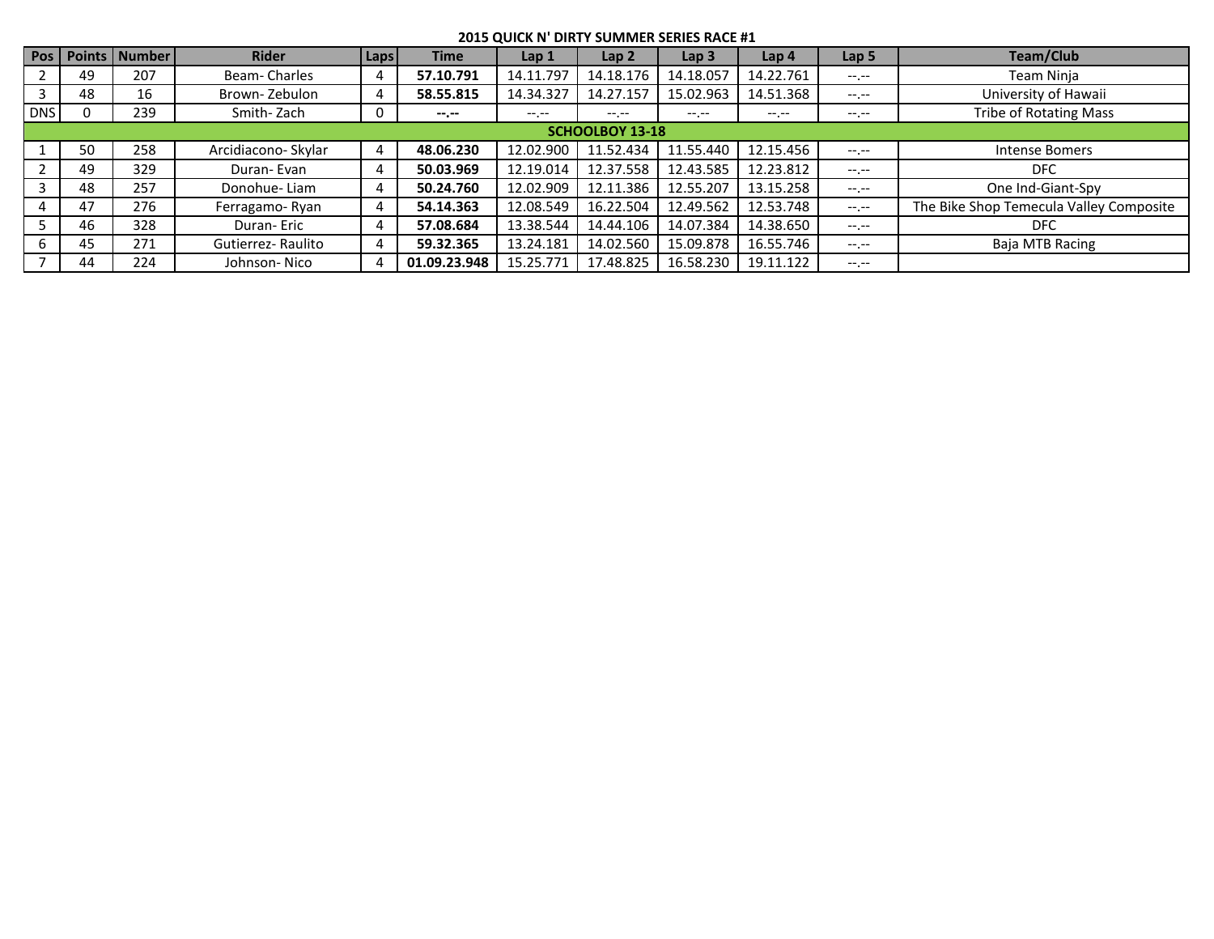**2015 QUICK N' DIRTY SUMMER SERIES RACE #1**

| Pos | Points | Number | Rider | Laps | Time | Lap 1 | Lap 2 | Lap 3 | Lap 4 | Lap 5 | Team/Club |
|---|---|---|---|---|---|---|---|---|---|---|---|
| 2 | 49 | 207 | Beam- Charles | 4 | **57.10.791** | 14.11.797 | 14.18.176 | 14.18.057 | 14.22.761 | --.-- | Team Ninja |
| 3 | 48 | 16 | Brown- Zebulon | 4 | **58.55.815** | 14.34.327 | 14.27.157 | 15.02.963 | 14.51.368 | --.-- | University of Hawaii |
| DNS | 0 | 239 | Smith- Zach | 0 | **--.--** | --.-- | --.-- | --.-- | --.-- | --.-- | Tribe of Rotating Mass |
| **SCHOOLBOY 13-18** | | | | | | | | | | | |
| 1 | 50 | 258 | Arcidiacono- Skylar | 4 | **48.06.230** | 12.02.900 | 11.52.434 | 11.55.440 | 12.15.456 | --.-- | Intense Bomers |
| 2 | 49 | 329 | Duran- Evan | 4 | **50.03.969** | 12.19.014 | 12.37.558 | 12.43.585 | 12.23.812 | --.-- | DFC |
| 3 | 48 | 257 | Donohue- Liam | 4 | **50.24.760** | 12.02.909 | 12.11.386 | 12.55.207 | 13.15.258 | --.-- | One Ind-Giant-Spy |
| 4 | 47 | 276 | Ferragamo- Ryan | 4 | **54.14.363** | 12.08.549 | 16.22.504 | 12.49.562 | 12.53.748 | --.-- | The Bike Shop Temecula Valley Composite |
| 5 | 46 | 328 | Duran- Eric | 4 | **57.08.684** | 13.38.544 | 14.44.106 | 14.07.384 | 14.38.650 | --.-- | DFC |
| 6 | 45 | 271 | Gutierrez- Raulito | 4 | **59.32.365** | 13.24.181 | 14.02.560 | 15.09.878 | 16.55.746 | --.-- | Baja MTB Racing |
| 7 | 44 | 224 | Johnson- Nico | 4 | **01.09.23.948** | 15.25.771 | 17.48.825 | 16.58.230 | 19.11.122 | --.-- | |